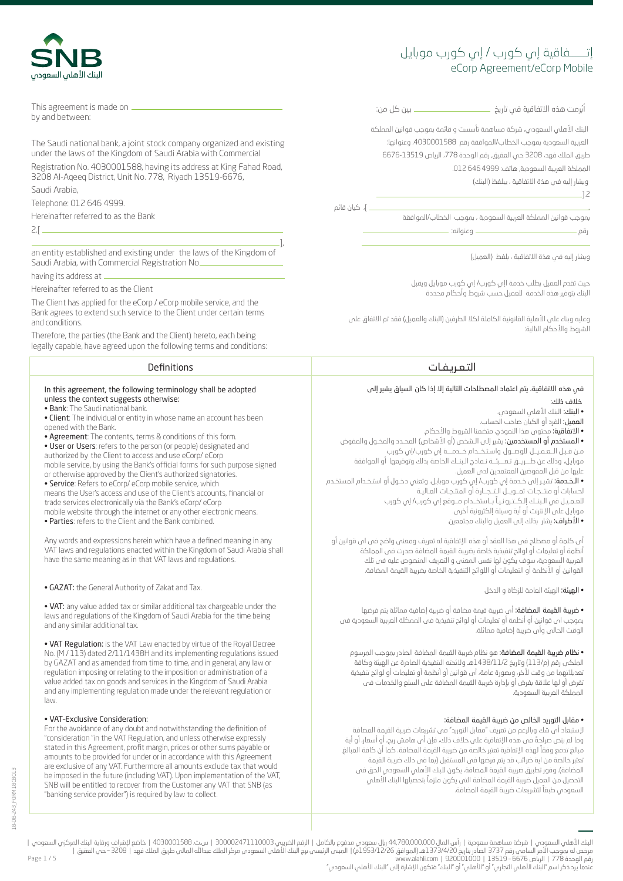# إتـــــفاقية إي كورب / إي كورب موبايل
# eCorp Agreement/eCorp Mobile

This agreement is made on ______________________ by and between:

The Saudi national bank, a joint stock company organized and existing under the laws of the Kingdom of Saudi Arabia with Commercial Registration No. 4030001588, having its address at King Fahad Road, 3208 Al-Aqeeq District, Unit No. 778, Riyadh 13519-6676, Saudi Arabia,

Telephone: 012 646 4999.

Hereinafter referred to as the Bank

2.[ ______________________________________________________________ ],

an entity established and existing under the laws of the Kingdom of Saudi Arabia, with Commercial Registration No.________________

having its address at ______________________

Hereinafter referred to as the Client

The Client has applied for the eCorp / eCorp mobile service, and the Bank agrees to extend such service to the Client under certain terms and conditions.

Therefore, the parties (the Bank and the Client) hereto, each being legally capable, have agreed upon the following terms and conditions:

أبُرمت هذه الاتفاقية في تاريخ ______________ بين كل من:

البنك الأهلي السعودي، شركة مساهمة تأسست و قائمة بموجب قوانين المملكة العربية السعودية بموجب الخطاب/الموافقة رقم 4030001588، وعنوانها: طريق الملك فهد، 3208 حي العقيق، رقم الوحدة 778، الرياض 13519-6676 المملكة العربية السعودية، هاتف: 4999 646 012.

ويشار إليه في هذه الاتفاقية ، بلفظ (البنك)

2.[ ______________________________________ ]، كيان قائم بموجب قوانين المملكة العربية السعودية ، بموجب الخطاب/الموافقة رقم ______________ وعنوانه: ______________

ويشار إليه في هذه الاتفاقية ، بلفظ (العميل)

حيث تقدم العميل بطلب خدمة إي كورب/ إي كورب موبايل ويقبل البنك بتوفير هذه الخدمة للعميل حسب شروط وأحكام محددة

وعليه وبناء على الأهلية القانونية الكاملة لكلا الطرفين (البنك والعميل) فقد تم الاتفاق على الشروط والأحكام التالية:

## Definitions

In this agreement, the following terminology shall be adopted unless the context suggests otherwise:

- **Bank**: The Saudi national bank.
- **Client**: The individual or entity in whose name an account has been opened with the Bank.
- **Agreement**: The contents, terms & conditions of this form.
- **User or Users**: refers to the person (or people) designated and authorized by the Client to access and use eCorp/ eCorp mobile service, by using the Bank's official forms for such purpose signed or otherwise approved by the Client's authorized signatories.
- **Service**: Refers to eCorp/ eCorp mobile service, which means the User's access and use of the Client's accounts, financial or trade services electronically via the Bank's eCorp/ eCorp mobile website through the internet or any other electronic means.
- **Parties**: refers to the Client and the Bank combined.

Any words and expressions herein which have a defined meaning in any VAT laws and regulations enacted within the Kingdom of Saudi Arabia shall have the same meaning as in that VAT laws and regulations.

- **GAZAT**: the General Authority of Zakat and Tax.

- **VAT**: any value added tax or similar additional tax chargeable under the laws and regulations of the Kingdom of Saudi Arabia for the time being and any similar additional tax.

- **VAT Regulation**: is the VAT Law enacted by virtue of the Royal Decree No. (M / 113) dated 2/11/1438H and its implementing regulations issued by GAZAT and as amended from time to time, and in general, any law or regulation imposing or relating to the imposition or administration of a value added tax on goods and services in the Kingdom of Saudi Arabia and any implementing regulation made under the relevant regulation or law.

- **VAT-Exclusive Consideration**:
For the avoidance of any doubt and notwithstanding the definition of "consideration "in the VAT Regulation, and unless otherwise expressly stated in this Agreement, profit margin, prices or other sums payable or amounts to be provided for under or in accordance with this Agreement are exclusive of any VAT. Furthermore all amounts exclude tax that would be imposed in the future (including VAT). Upon implementation of the VAT, SNB will be entitled to recover from the Customer any VAT that SNB (as "banking service provider") is required by law to collect.

## التعريفات

في هذه الاتفاقية، يتم اعتماد المصطلحات التالية إلا إذا كان السياق يشير إلى خلاف ذلك:

- **البنك**: البنك الأهلي السعودي.
- **العميل**: الفرد أو الكيان صاحب الحساب.
- **الاتفاقية**: محتوى هذا النموذج، متضمنا الشروط والأحكام.
- **المستخدم أو المستخدمين**: يشير إلى الشخص (أو الأشخاص) المحدد والمخـول والمفوض مـن قبـل الـعـمـيـل للوصـول واستـخـدام خـدمــة إي كورب/إي كورب موبايل، وذلك عن طـريـق تـعـبـئـة نـماذج البنـك الخاصة بذلك وتوقيعها أو الموافقة عليها من قبل المفوضين المعتمدين لدى العميل.
- **الخدمة**: تشير إلى خـدمة إي كورب/ إي كورب موبايل، وتعني دخـول أو استـخـدام المستخـدم لحسابات أو منتـجـات تمـويـل التـجـارة أو المنتجـات المالـيـة للعـمـيل في البـنـك إلـكـترونـيـاً بـاستـخـدام مـوقـع إي كورب/ إي كورب موبايل على الإنترنت أو أية وسيلة إلكترونية أخرى.
- **الأطراف**: يشار بذلك إلى العميل والبنك مجتمعين.

أي كلمة أو مصطلح في هذا العقد أو هذه الإتفاقية له تعريف ومعنى واضح في اي قوانين أو أنظمة أو تعليمات أو لوائح تنفيذية خاصة بضريبة القيمة المضافة صدرت في المملكة العربية السعودية، سوف يكون لها نفس المعنى و التعريف المنصوص عليه في تلك القوانين أو الأنظمة أو التعليمات أو اللوائح التنفيذية الخاصة بضريبة القيمة المضافة.

- **الهيئة**: الهيئة العامة للزكاة و الدخل

- **ضريبة القيمة المضافة**: أي ضريبة قيمة مضافة أو ضريبة إضافية مماثلة يتم فرضها بموجب اي قوانين أو أنظمة أو تعليمات أو لوائح تنفيذية في المملكة العربية السعودية في الوقت الحالي وأي ضريبة إضافية مماثلة.

- **نظام ضريبة القيمة المضافة**: هو نظام ضريبة القيمة المضافة الصادر بموجب المرسوم الملكي رقم (م/113) وتاريخ 1438/11/2هـ ولائحته التنفيذية الصادرة عن الهيئة وكافة تعديلاتهما من وقت لآخر، وبصورة عامة، أي قوانين أو أنظمة أو تعليمات أو لوائح تنفيذية تفرض أو لها علاقة بفرض أو بإدارة ضريبة القيمة المضافة على السلع والخدمات في المملكة العربية السعودية.

- **مقابل التوريد الخالص من ضريبة القيمة المضافة**:
لإستبعاد أي شك وبالرغم من تعريف "مقابل التوريد" في نظام ضريبة القيمة المضافة وما لم ينص صراحةً في هذه الإتفاقية على خلاف ذلك، فإن أي هامش ربح، أو أسعار، أو أية مبالغ تدفع وفقاً لهذه الإتفاقية تعتبر خالصة من ضريبة القيمة المضافة. كما أن كافة المبالغ تعتبر خالصة من اية ضرائب قد يتم فرضها في المستقبل (بما في ذلك ضريبة القيمة المضافة). وفور تطبيق ضريبة القيمة المضافة، يكون للبنك الأهلي السعودي الحق في التحصيل من العميل ضريبة القيمة المضافة التي يكون ملزماً بتحصيلها البنك الأهلي السعودي طبقاً لتشريعات ضريبة القيمة المضافة.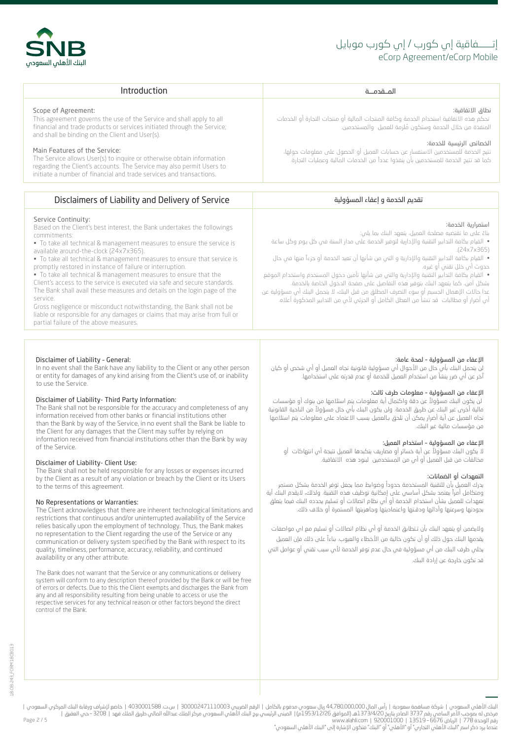# إتـــــفاقية إي كورب / إي كورب موبايل
# eCorp Agreement/eCorp Mobile

## Introduction

### Scope of Agreement:
This agreement governs the use of the Service and shall apply to all financial and trade products or services initiated through the Service; and shall be binding on the Client and User(s).

### Main Features of the Service:
The Service allows User(s) to inquire or otherwise obtain information regarding the Client's accounts. The Service may also permit Users to initiate a number of financial and trade services and transactions.

## المـقدمــة

### نطاق الاتفاقية:
تحكم هذه الاتفاقية استخدام الخدمة وكافة المنتجات المالية أو منتجات التجارة أو الخدمات المنفذة من خلال الخدمة وستكون مُلزمة للعميل والمستخدمين.

### الخصائص الرئيسية للخدمة:
تتيح الخدمة للمستخدمين الاستفسار عن حسابات العميل أو الحصول على معلومات حولها، كما قد تتيح الخدمة للمستخدمين بأن ينفذوا عدداً من الخدمات المالية وعمليات التجارة.

## Disclaimers of Liability and Delivery of Service

### Service Continuity:
Based on the Client's best interest, the Bank undertakes the followings commitments:

- To take all technical & management measures to ensure the service is available around-the-clock (24x7x365).
- To take all technical & management measures to ensure that service is promptly restored in instance of failure or interruption.
- To take all technical & management measures to ensure that the Client's access to the service is executed via safe and secure standards.

The Bank shall avail these measures and details on the login page of the service.

Gross negligence or misconduct notwithstanding, the Bank shall not be liable or responsible for any damages or claims that may arise from full or partial failure of the above measures.

## تقديم الخدمة و إعفاء المسؤولية

### استمرارية الخدمة:
بناءً على ما تقتضيه مصلحة العميل، يتعهد البنك بما يلي:

- القيام بكافة التدابير التقنية والإدارية لتوفير الخدمة على مدار السنة في كل يوم وكل ساعة (24x7x365).
- القيام بكافة التدابير التقنية والإدارية و التي من شأنها أن تعيد الخدمة أو جزءاً منها في حال حدوث أي خلل تقني أو غيره.
- القيام بكافة التدابير التقنية والإدارية والتي من شأنها تأمين دخول المستخدم واستخدام الموقع بشكل آمن، كما يتعهد البنك بتوفير هذه التفاصيل على صفحة الدخول الخاصة بالخدمة.

عدا حالات الإهمال الجسيم أو سوء التصرف المطلق من قبل البنك، لا يتحمل البنك أي مسؤولية عن أي أضرار أو مطالبات قد تنشأ من العطل الكامل أو الجزئي لأي من التدابير المذكورة أعلاه.

### Disclaimer of Liability - General:
In no event shall the Bank have any liability to the Client or any other person or entity for damages of any kind arising from the Client's use of, or inability to use the Service.

### Disclaimer of Liability- Third Party Information:
The Bank shall not be responsible for the accuracy and completeness of any information received from other banks or financial institutions other than the Bank by way of the Service, in no event shall the Bank be liable to the Client for any damages that the Client may suffer by relying on information received from financial institutions other than the Bank by way of the Service.

### Disclaimer of Liability- Client Use:
The Bank shall not be held responsible for any losses or expenses incurred by the Client as a result of any violation or breach by the Client or its Users to the terms of this agreement.

### No Representations or Warranties:
The Client acknowledges that there are inherent technological limitations and restrictions that continuous and/or uninterrupted availability of the Service relies basically upon the employment of technology. Thus, the Bank makes no representation to the Client regarding the use of the Service or any communication or delivery system specified by the Bank with respect to its quality, timeliness, performance, accuracy, reliability, and continued availability or any other attribute.

The Bank does not warrant that the Service or any communications or delivery system will conform to any description thereof provided by the Bank or will be free of errors or defects. Due to this the Client exempts and discharges the Bank from any and all responsibility resulting from being unable to access or use the respective services for any technical reason or other factors beyond the direct control of the Bank.

### الإعفاء من المسؤولية - لمحة عامة:
لن يتحمل البنك بأي حال من الأحوال أي مسؤولية قانونية تجاه العميل أو أي شخص أو كيان آخر عن أي ضرر ينشأ من استخدام العميل للخدمة أو عدم قدرته على استخدامها.

### الإعفاء من المسؤولية - معلومات طرف ثالث:
لن يكون البنك مسؤولاً عن دقة واكتمال أية معلومات يتم استلامها من بنوك أو مؤسسات مالية أخرى غير البنك عن طريق الخدمة. ولن يكون البنك بأي حال مسؤولاً من الناحية القانونية تجاه العميل عن أية أضرار يمكن أن تلحق بالعميل بسبب الاعتماد على معلومات يتم استلامها من مؤسسات مالية غير البنك.

### الإعفاء من المسؤولية - استخدام العميل:
لا يكون البنك مسؤولاً عن أية خسائر أو مصاريف يتكبدها العميل نتيجة أي انتهاكات أو مخالفات من قبل العميل أو أي من المستخدمين لبنود هذه الاتفاقية.

### التعهدات أو الضمانات:
يدرك العميل بأن للتقنية المستخدمة حدوداً وضوابط مما يجعل توفر الخدمة بشكل مستمر ومتكامل أمراً يعتمد بشكل أساسي على إمكانية توظيف هذه التقنية. ولذلك، لايقدم البنك أية تعهدات للعميل بشأن استخدام الخدمة أو أي نظام اتصالات أو تسليم يحدده البنك فيما يتعلق بجودتها وسرعتها وأدائها ودقتها واعتماديتها وجاهزيتها المستمرة أو خلاف ذلك.

ولايضمن أو يتعهد البنك بأن تتطابق الخدمة أو أي نظام اتصالات أو تسليم مع اي مواصفات يقدمها البنك حول ذلك أو أن تكون خالية من الأخطاء والعيوب. بناءاً على ذلك فإن العميل يخلي طرف البنك من أي مسؤولية في حال عدم توفر الخدمة لأي سبب تقني أو عوامل التي قد تكون خارجة عن إرادة البنك.

18-08-243_FORM 18C3013

البنك الأهلي السعودي | شركة مساهمة سعودية | رأس المال 44,780,000,000 ريال سعودي مدفوع بالكامل | الرقم الضريبي 300002471110003 | س.ت. 4030001588 | خاضع لإشراف ورقابة البنك المركزي السعودي | مرخص له بموجب الأمر السامي رقم 3737 الصادر بتاريخ 1373/4/20هـ (الموافق 1953/12/26م) | المبنى الرئيسي برج البنك الأهلي السعودي مركز الملك عبدالله المالي طريق الملك فهد | 3208 – حي العقيق | رقم الوحدة 778 | الرياض 6676 - 13519 | 920001000 | www.alahli.com
عندما يرد ذكر اسم "البنك الأهلي التجاري" أو "الأهلي" أو "البنك" فتكون الإشارة إلى "البنك الأهلي السعودي"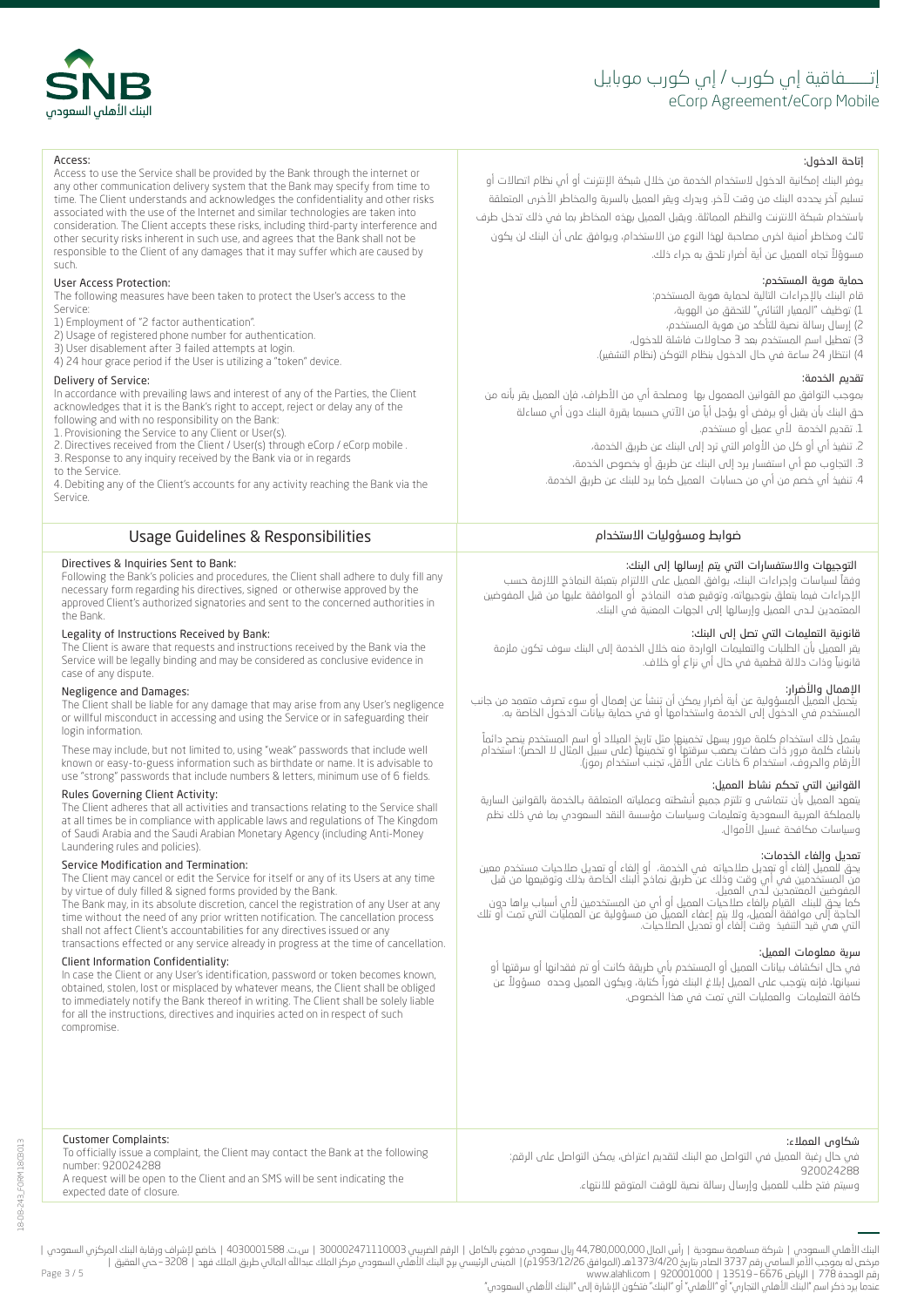# إتـــــفاقية إي كورب / إي كورب موبايل

# eCorp Agreement/eCorp Mobile

### Access:

Access to use the Service shall be provided by the Bank through the internet or any other communication delivery system that the Bank may specify from time to time. The Client understands and acknowledges the confidentiality and other risks associated with the use of the Internet and similar technologies are taken into consideration. The Client accepts these risks, including third-party interference and other security risks inherent in such use, and agrees that the Bank shall not be responsible to the Client of any damages that it may suffer which are caused by such.

### إتاحة الدخول:

يوفر البنك إمكانية الدخول لاستخدام الخدمة من خلال شبكة الإنترنت أو أي نظام اتصالات أو تسليم آخر يحدده البنك من وقت لآخر. ويدرك ويقر العميل بالسرية والمخاطر الأخرى المتعلقة باستخدام شبكة الانترنت والنظم المماثلة. ويقبل العميل بهذه المخاطر بما في ذلك تدخل طرف ثالث ومخاطر أمنية اخرى مصاحبة لهذا النوع من الاستخدام، ويوافق على أن البنك لن يكون مسؤولاً تجاه العميل عن أية أضرار تلحق به جراء ذلك.

### User Access Protection:

The following measures have been taken to protect the User's access to the Service:

1) Employment of "2 factor authentication".
2) Usage of registered phone number for authentication.
3) User disablement after 3 failed attempts at login.
4) 24 hour grace period if the User is utilizing a "token" device.

### حماية هوية المستخدم:

قام البنك بالإجراءات التالية لحماية هوية المستخدم:

1) توظيف "المعيار الثنائي" للتحقق من الهوية،
2) إرسال رسالة نصية للتأكد من هوية المستخدم،
3) تعطيل اسم المستخدم بعد 3 محاولات فاشلة للدخول،
4) انتظار 24 ساعة في حال الدخول بنظام التوكن (نظام التشفير).

### Delivery of Service:

In accordance with prevailing laws and interest of any of the Parties, the Client acknowledges that it is the Bank's right to accept, reject or delay any of the following and with no responsibility on the Bank:

1. Provisioning the Service to any Client or User(s).
2. Directives received from the Client / User(s) through eCorp / eCorp mobile .
3. Response to any inquiry received by the Bank via or in regards to the Service.
4. Debiting any of the Client's accounts for any activity reaching the Bank via the Service.

### تقديم الخدمة:

بموجب التوافق مع القوانين المعمول بها ومصلحة أي من الأطراف، فإن العميل يقر بأنه من حق البنك بأن يقبل أو يرفض أو يؤجل أياً من الآتي حسبما يقررة البنك دون أي مساءلة

1. تقديم الخدمة لأي عميل أو مستخدم.
2. تنفيذ أي أو كل من الأوامر التي ترد إلى البنك عن طريق الخدمة.
3. التجاوب مع أي استفسار يرد إلى البنك عن طريق أو بخصوص الخدمة.
4. تنفيذ أي خصم من أي من حسابات العميل كما يرد للبنك عن طريق الخدمة.

## Usage Guidelines & Responsibilities

## ضوابط ومسؤوليات الاستخدام

### Directives & Inquiries Sent to Bank:

Following the Bank's policies and procedures, the Client shall adhere to duly fill any necessary form regarding his directives, signed or otherwise approved by the approved Client's authorized signatories and sent to the concerned authorities in the Bank.

### التوجيهات والاستفسارات التي يتم إرسالها إلى البنك:

وفقاً لسياسات وإجراءات البنك، يوافق العميل على الالتزام بتعبئة النماذج اللازمة حسب الإجراءات فيما يتعلق بتوجيهاته، وتوقيع هذه النماذج أو الموافقة عليها من قبل المفوضين المعتمدين لدى العميل وإرسالها إلى الجهات المعنية في البنك.

### Legality of Instructions Received by Bank:

The Client is aware that requests and instructions received by the Bank via the Service will be legally binding and may be considered as conclusive evidence in case of any dispute.

### قانونية التعليمات التي تصل إلى البنك:

يقر العميل بأن الطلبات والتعليمات الواردة منه خلال الخدمة إلى البنك سوف تكون ملزمة قانونياً وذات دلالة قطعية في حال أي نزاع أو خلاف.

### Negligence and Damages:

The Client shall be liable for any damage that may arise from any User's negligence or willful misconduct in accessing and using the Service or in safeguarding their login information.

These may include, but not limited to, using "weak" passwords that include well known or easy-to-guess information such as birthdate or name. It is advisable to use "strong" passwords that include numbers & letters, minimum use of 6 fields.

### الإهمال والأضرار:

يتحمل العميل المسؤولية عن أية أضرار يمكن أن تنشأ عن إهمال أو سوء تصرف متعمد من جانب المستخدم في الدخول إلى الخدمة واستخدامها أو في حماية بيانات الدخول الخاصة به.

يشمل ذلك استخدام كلمة مرور يسهل تخمينها مثل تاريخ الميلاد أو اسم المستخدم ينصح دائماً بإنشاء كلمة مرور ذات صفات يصعب سرقتها أو تخمينها (على سبيل المثال لا الحصر): استخدام الأرقام والحروف، استخدام 6 خانات على الأقل، تجنب استخدام رموز).

### Rules Governing Client Activity:

The Client adheres that all activities and transactions relating to the Service shall at all times be in compliance with applicable laws and regulations of The Kingdom of Saudi Arabia and the Saudi Arabian Monetary Agency (including Anti-Money Laundering rules and policies).

### القوانين التي تحكم نشاط العميل:

يتعهد العميل بأن تتماشى و تلتزم جميع أنشطته وعملياته المتعلقة بالخدمة بالقوانين السارية بالمملكة العربية السعودية وتعليمات وسياسات مؤسسة النقد السعودي بما في ذلك نظم وسياسات مكافحة غسيل الأموال.

### Service Modification and Termination:

The Client may cancel or edit the Service for itself or any of its Users at any time by virtue of duly filled & signed forms provided by the Bank.

The Bank may, in its absolute discretion, cancel the registration of any User at any time without the need of any prior written notification. The cancellation process shall not affect Client's accountabilities for any directives issued or any transactions effected or any service already in progress at the time of cancellation.

### تعديل وإلغاء الخدمات:

يحق للعميل إلغاء أو تعديل صلاحياته في الخدمة، أو إلغاء أو تعديل صلاحيات مستخدم معين من المستخدمين في أي وقت وذلك عن طريق نماذج البنك الخاصة بذلك وتوقيعها من قبل المفوضين المعتمدين لدى العميل.

كما يحق للبنك القيام بإلغاء صلاحيات العميل أو أي من المستخدمين لأي أسباب يراها دون الحاجة إلى موافقة العميل، ولا يتم إعفاء العميل من مسؤولية عن العمليات التي تمت أو تلك التي هي قيد التنفيذ وقت إلغاء أو تعديل الصلاحيات.

### Client Information Confidentiality:

In case the Client or any User's identification, password or token becomes known, obtained, stolen, lost or misplaced by whatever means, the Client shall be obliged to immediately notify the Bank thereof in writing. The Client shall be solely liable for all the instructions, directives and inquiries acted on in respect of such compromise.

### سرية معلومات العميل:

في حال اكتشاف بيانات العميل أو المستخدم بأي طريقة كانت أو تم فقدانها أو سرقتها أو نسيانها، فإنه يتوجب على العميل إبلاغ البنك فوراً كتابة، ويكون العميل وحده مسؤولاً عن كافة التعليمات والعمليات التي تمت في هذا الخصوص.

### Customer Complaints:

To officially issue a complaint, the Client may contact the Bank at the following number: 920024288

A request will be open to the Client and an SMS will be sent indicating the expected date of closure.

### شكاوى العملاء:

في حال رغبة العميل في التواصل مع البنك لتقديم اعتراض، يمكن التواصل على الرقم: 920024288

وسيتم فتح طلب للعميل وإرسال رسالة نصية للوقت المتوقع للانتهاء.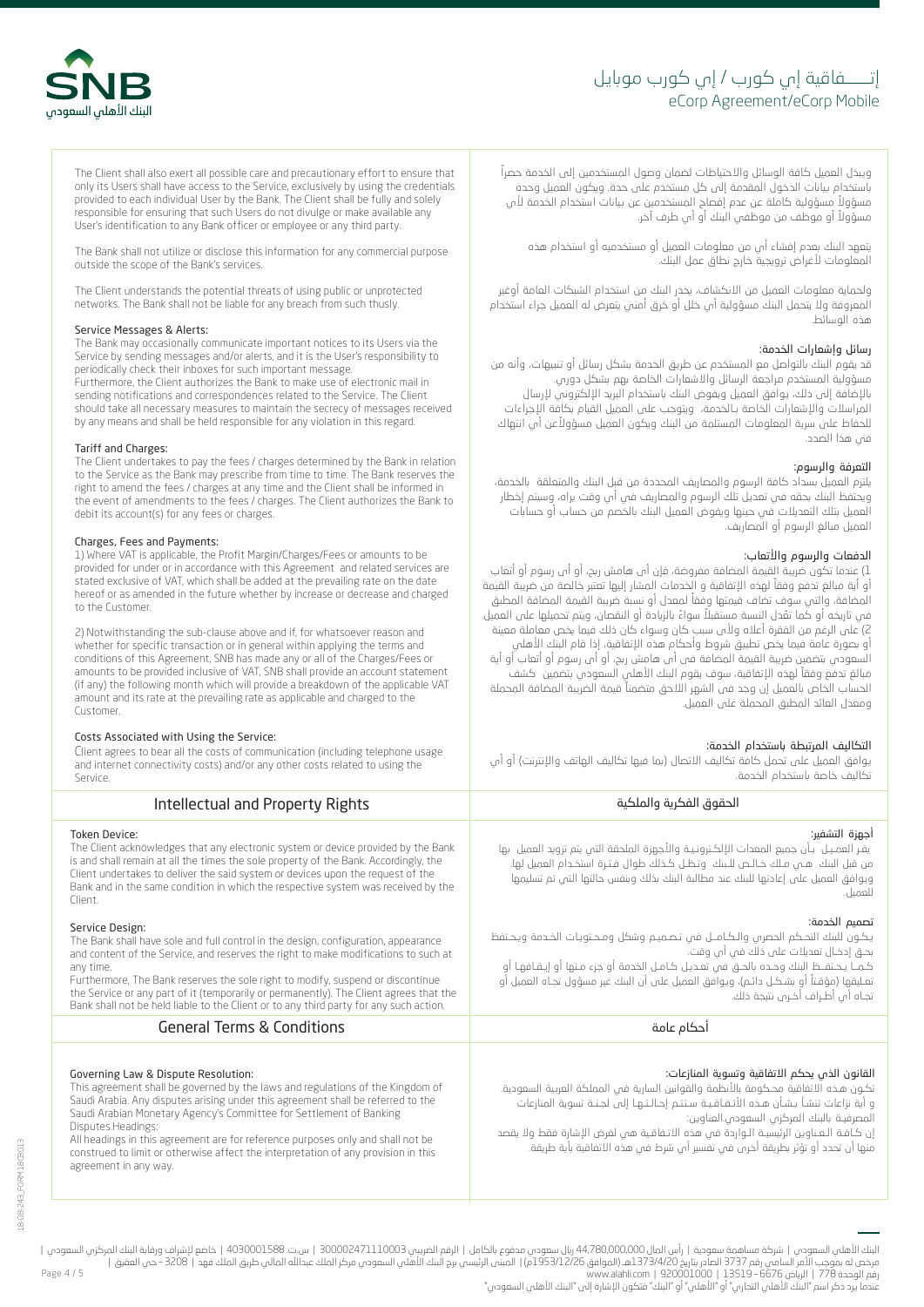The Client shall also exert all possible care and precautionary effort to ensure that only its Users shall have access to the Service, exclusively by using the credentials provided to each individual User by the Bank. The Client shall be fully and solely responsible for ensuring that such Users do not divulge or make available any User's identification to any Bank officer or employee or any third party.

The Bank shall not utilize or disclose this information for any commercial purpose outside the scope of the Bank's services.

The Client understands the potential threats of using public or unprotected networks. The Bank shall not be liable for any breach from such thusly.

### Service Messages & Alerts:

The Bank may occasionally communicate important notices to its Users via the Service by sending messages and/or alerts, and it is the User's responsibility to periodically check their inboxes for such important message.
Furthermore, the Client authorizes the Bank to make use of electronic mail in sending notifications and correspondences related to the Service. The Client should take all necessary measures to maintain the secrecy of messages received by any means and shall be held responsible for any violation in this regard.

### Tariff and Charges:

The Client undertakes to pay the fees / charges determined by the Bank in relation to the Service as the Bank may prescribe from time to time. The Bank reserves the right to amend the fees / charges at any time and the Client shall be informed in the event of amendments to the fees / charges. The Client authorizes the Bank to debit its account(s) for any fees or charges.

### Charges, Fees and Payments:

1) Where VAT is applicable, the Profit Margin/Charges/Fees or amounts to be provided for under or in accordance with this Agreement and related services are stated exclusive of VAT, which shall be added at the prevailing rate on the date hereof or as amended in the future whether by increase or decrease and charged to the Customer.

2) Notwithstanding the sub-clause above and if, for whatsoever reason and whether for specific transaction or in general within applying the terms and conditions of this Agreement, SNB has made any or all of the Charges/Fees or amounts to be provided inclusive of VAT, SNB shall provide an account statement (if any) the following month which will provide a breakdown of the applicable VAT amount and its rate at the prevailing rate as applicable and charged to the Customer.

### Costs Associated with Using the Service:

Client agrees to bear all the costs of communication (including telephone usage and internet connectivity costs) and/or any other costs related to using the Service.

## Intellectual and Property Rights

### Token Device:

The Client acknowledges that any electronic system or device provided by the Bank is and shall remain at all the times the sole property of the Bank. Accordingly, the Client undertakes to deliver the said system or devices upon the request of the Bank and in the same condition in which the respective system was received by the Client.

### Service Design:

The Bank shall have sole and full control in the design, configuration, appearance and content of the Service, and reserves the right to make modifications to such at any time.
Furthermore, The Bank reserves the sole right to modify, suspend or discontinue the Service or any part of it (temporarily or permanently). The Client agrees that the Bank shall not be held liable to the Client or to any third party for any such action.

## General Terms & Conditions

### Governing Law & Dispute Resolution:

This agreement shall be governed by the laws and regulations of the Kingdom of Saudi Arabia. Any disputes arising under this agreement shall be referred to the Saudi Arabian Monetary Agency's Committee for Settlement of Banking Disputes.Headings:
All headings in this agreement are for reference purposes only and shall not be construed to limit or otherwise affect the interpretation of any provision in this agreement in any way.

---

ويبذل العميل كافة الوسائل والاحتياطات لضمان وصول المستخدمين إلى الخدمة حصراً باستخدام بيانات الدخول المقدمة إلى كل مستخدم على حدة. ويكون العميل وحده مسؤولاً مسؤولية كاملة عن عدم إفصاح المستخدمين عن بيانات استخدام الخدمة لأي مسؤولاً أو موظف من موظفي البنك أو أي طرف آخر.

يتعهد البنك بعدم إفشاء أي من معلومات العميل أو مستخدميه أو استخدام هذه المعلومات لأغراض ترويجية خارج نطاق عمل البنك.

ولحماية معلومات العميل من الانكشاف، يحذر البنك من استخدام الشبكات العامة أوغير المعروفة ولا يتحمل البنك مسؤولية أي خلل أو خرق أمني يتعرض له العميل جراء استخدام هذه الوسائط.

### رسائل وإشعارات الخدمة:

قد يقوم البنك بالتواصل مع المستخدم عن طريق الخدمة بشكل رسائل أو تنبيهات، وأنه من مسؤولية المستخدم مراجعة الرسائل والاشعارات الخاصة بهم بشكل دوري.
بالإضافة إلى ذلك، يوافق العميل ويفوض البنك باستخدام البريد الإلكتروني لإرسال المراسلات والإشعارات الخاصة بالخدمة، ويتوجب على العميل القيام بكافة الإجراءات للحفاظ على سرية المعلومات المستلمة من البنك ويكون العميل مسؤولاًعن أي انتهاك في هذا الصدد.

### التعرفة والرسوم:

يلتزم العميل بسداد كافة الرسوم والمصاريف المحددة من قبل البنك والمتعلقة بالخدمة، ويحتفظ البنك بحقه في تعديل تلك الرسوم والمصاريف في أي وقت يراه، وسيتم إخطار العميل بتلك التعديلات في حينها ويفوض العميل البنك بالخصم من حساب أو حسابات العميل مبالغ الرسوم أو المصاريف.

### الدفعات والرسوم والأتعاب:

1) عندما تكون ضريبة القيمة المضافة مفروضة، فإن أي هامش ربح، أو أي رسوم أو أتعاب أو أية مبالغ تدفع وفقاً لهذه الإتفاقية و الخدمات المشار إليها تعتبر خالصة من ضريبة القيمة المضافة، والتي سوف تضاف قيمتها وفقاً لمعدل أو نسبة ضريبة القيمة المضافة المطبق في تاريخه أو كما تعّدل النسبة مستقبلاً سواءً بالزيادة أو النقصان، ويتم تحميلها على العميل.
2) على الرغم من الفقرة أعلاه ولأي سبب كان وسواء كان ذلك فيما يخص معاملة معينة أو بصورة عامة فيما يخص تطبيق شروط وأحكام هذه الإتفاقية، إذا قام البنك الأهلي السعودي بتضمين ضريبة القيمة المضافة في أي هامش ربح، أو أي رسوم أو أتعاب أو أية مبالغ تدفع وفقاً لهذه الإتفاقية، سوف يقوم البنك الأهلي السعودي بتضمين كشف الحساب الخاص بالعميل إن وجد في الشهر اللاحق متضمناً قيمة الضريبة المضافة المحملة ومعدل العائد المطبق المحملة على العميل.

### التكاليف المرتبطة باستخدام الخدمة:

يوافق العميل على تحمل كافة تكاليف الاتصال (بما فيها تكاليف الهاتف والإنترنت) أو أي تكاليف خاصة باستخدام الخدمة.

## الحقوق الفكرية والملكية

### أجهزة التشفير:

يقر العميـل بأن جميع المعدات الإلكترونيـة والأجهزة الملحقة التي يتم تزويد العميل بها من قبل البنك هـي مـلك خالـص للبنك وتظـل كـذلك طوال فـترة استخدام العميل لها. ويوافق العميل على إعادتها للبنك عند مطالبة البنك بذلك وبنفس حالتها التي تم تسليمها للعميل.

### تصميم الخدمة:

يكـون للبنك التحـكم الحصري والكـامـل في تـصـميم وشكل ومحـتويات الخـدمة ويحـتفظ بحـق إدخـال تعديلات على ذلك في أي وقت.
كـمـا يحـتفـظ البنك وحـده بالحـق في تعديل كـامـل الخدمة أو جزء منها أو إيـقـافها أو تعليقها (مؤقتاً أو بشكـل دائـم)، ويوافق العميل على أن البنك غير مسؤول تجـاه العميل أو تجـاه أي أطـراف أخـرى نتيجة ذلك.

## أحكام عامة

### القانون الذي يحكم الاتفاقية وتسوية المنازعات:

تكـون هذه الاتفاقية محـكومة بالأنظمة والقوانين السارية في المملكة العربية السعودية. و أية نزاعات تنشأ بشأن هذه الاتـفـاقـية ستـتم إحـالـتـها إلى لجـنـة تسوية المنازعات المصرفيـة بالبنك المركزي السعودي.العناوين:
إن كـافـة الـعـناوين الرئيسـية الـواردة في هذه الاتـفـاقـية هي لغرض الإشارة فقط ولا يقصد منها أن تحدد أو تؤثر بطريقة أخرى في تفسير أي شرط في هذه الاتفاقية بأية طريقة.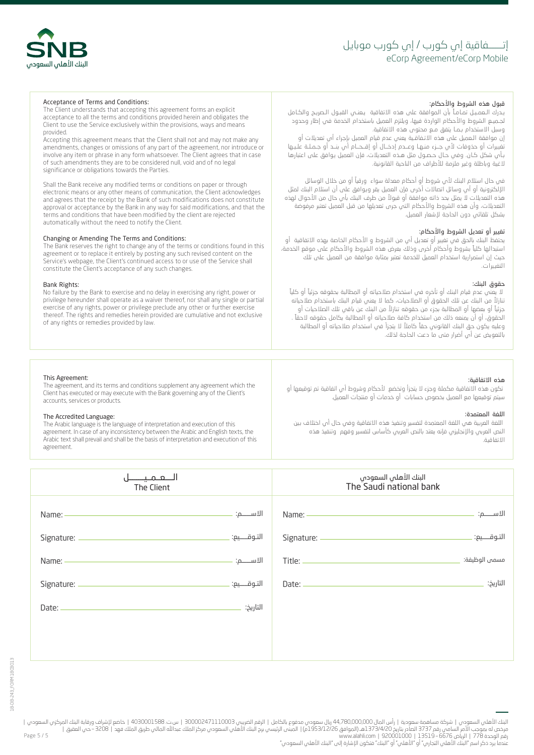# إتـــــفاقية إي كورب / إي كورب موبايل

# eCorp Agreement/eCorp Mobile

### Acceptance of Terms and Conditions:

The Client understands that accepting this agreement forms an explicit acceptance to all the terms and conditions provided herein and obligates the Client to use the Service exclusively within the provisions, ways and means provided.

Accepting this agreement means that the Client shall not and may not make any amendments, changes or omissions of any part of the agreement, nor introduce or involve any item or phrase in any form whatsoever. The Client agrees that in case of such amendments they are to be considered null, void and of no legal significance or obligations towards the Parties.

Shall the Bank receive any modified terms or conditions on paper or through electronic means or any other means of communication, the Client acknowledges and agrees that the receipt by the Bank of such modifications does not constitute approval or acceptance by the Bank in any way for said modifications, and that the terms and conditions that have been modified by the client are rejected automatically without the need to notify the Client.

### قبول هذه الشروط والأحكام:

يدرك العميـل تمامـاً بأن الموافقة على هذه الاتفاقية يعنـي القبول الصريح والكامل لجـميـع الشروط والأحكام الواردة فيها، ويلتزم العميل باستخدام الخدمة في إطار وحدود وسبل الاستخدام بـما يتفق مـع محتوى هذه الاتفاقية.

إن موافقة العميل على هذه الاتفاقية يعني عدم قيام العميل بإجراء أي تعديلات أو تغييرات أو حذوفات لأي جـزء منهـا وعـدم إدخـال أو إقـحـام أي بنـد أو جـملـة عليـها بأي شكل كان. وفي حال حـصول مثل هذه التعديلات، فإن العميل يوافق على اعتبارها لاغية وباطلة وغير ملزمة للأطراف من الناحية القانونية.

في حال استلام البنك لأي شروط أو أحكام معدلة سواء ورقياً أو من خلال الوسائل الإلكترونية أو أي وسائل اتصالات أخرى فإن العميل يقر ويوافق على أن استلام البنك لمثل هذه التعديلات لا يمثل بحد ذاته موافقة أو قبولاً من طرف البنك بأي حال من الأحوال لهذه التعديلات، وأن هذه الشروط والأحكام التي جرى تعديلها من قبل العميل تعتبر مرفوضة بشكل تلقائي دون الحاجة لإشعار العميل.

### Changing or Amending The Terms and Conditions:

The Bank reserves the right to change any of the terms or conditions found in this agreement or to replace it entirely by posting any such revised content on the Service's webpage, the Client's continued access to or use of the Service shall constitute the Client's acceptance of any such changes.

### تغيير أو تعديل الشروط والأحكام:

يحتفظ البنك بالحق في تغيير أو تعديل أي من الشروط و الأحكام الخاصة بهذه الاتفاقية أو استبدالها كلياً بشروط وأحكام أخرى وذلك بعرض هذه الشروط والأحكام على موقع الخدمة، حيث إن استمرارية استخدام العميل للخدمة تعتبر بمثابة موافقة من العميل على تلك التغييرات.

### Bank Rights:

No failure by the Bank to exercise and no delay in exercising any right, power or privilege hereunder shall operate as a waiver thereof, nor shall any single or partial exercise of any rights, power or privilege preclude any other or further exercise thereof. The rights and remedies herein provided are cumulative and not exclusive of any rights or remedies provided by law.

### حقوق البنك:

لا يعني عدم قيام البنك أو تأخره في استخدام صلاحياته أو المطالبة بحقوقه جزئياً أو كلياً تنازلاً من البنك عن تلك الحقوق أو الصلاحيات، كما لا يعني قيام البنك باستخدام صلاحياته جزئياً أو بعضها أو المطالبة بجزء من حقوقه تنازلاً من البنك عن باقي تلك الصلاحيات أو الحقوق، أو أن يمنعه ذلك من استخدام كافة صلاحياته أو المطالبة بكامل حقوقه لاحقاً . وعليه يكون حق البنك القانوني حقاً كاملاً لا يتجزأ في استخدام صلاحياته أو المطالبة بالتعويض عن أي أضرار متى ما دعت الحاجة لذلك.

### This Agreement:

The agreement, and its terms and conditions supplement any agreement which the Client has executed or may execute with the Bank governing any of the Client's accounts, services or products.

### هذه الاتفاقية:

تكون هذه الاتفاقية مكملة وجزء لا يتجزأ وتخضع لأحكام وشروط أي اتفاقية تم توقيعها أو سيتم توقيعها مع العميل بخصوص حسابات أو خدمات أو منتجات العميل.

### The Accredited Language:

The Arabic language is the language of interpretation and execution of this agreement. In case of any inconsistency between the Arabic and English texts, the Arabic text shall prevail and shall be the basis of interpretation and execution of this agreement.

### اللغة المعتمدة:

اللغة العربية هي اللغة المعتمدة لتفسير وتنفيذ هذه الاتفاقية وفي حال أي اختلاف بين النص العربي والإنجليزي فإنه يعتد بالنص العربي كأساس لتفسير وفهم وتنفيذ هذه الاتفاقية.

| الـــعـــمـــيـــــل The Client | البنك الأهلي السعودي The Saudi national bank |
|---|---|
| Name: ______________ :الاســـم | Name: ______________ :الاســـم |
| Signature: ______________ :التـوقـــيع | Signature: ______________ :التـوقـــيع |
| Name: ______________ :الاســـم | Title: ______________ :مسمى الوظيفة |
| Signature: ______________ :التـوقـــيع | Date: ______________ :التاريخ |
| Date: ______________ :التاريخ | |

18-08-243_FORM18OI3013

البنك الأهلي السعودي | شركة مساهمة سعودية | رأس المال 44,780,000,000 ريال سعودي مدفوع بالكامل | الرقم الضريبي 300002471110003 | س.ت 4030001588 | خاضع لإشراف ورقابة البنك المركزي السعودي | مرخص له بموجب الأمر السامي رقم 3737 الصادر بتاريخ 1373/4/20هـ (الموافق 1953/12/26م) | المبنى الرئيسي برج البنك الأهلي السعودي مركز الملك عبدالله المالي طريق الملك فهد | 3208 – حي العقيق | رقم الوحدة 778 | الرياض 6676 - 13519 | 920001000 | www.alahli.com

عندما يرد ذكر اسم "البنك الأهلي التجاري" أو "الأهلي" أو "البنك" فتكون الإشارة إلى "البنك الأهلي السعودي"